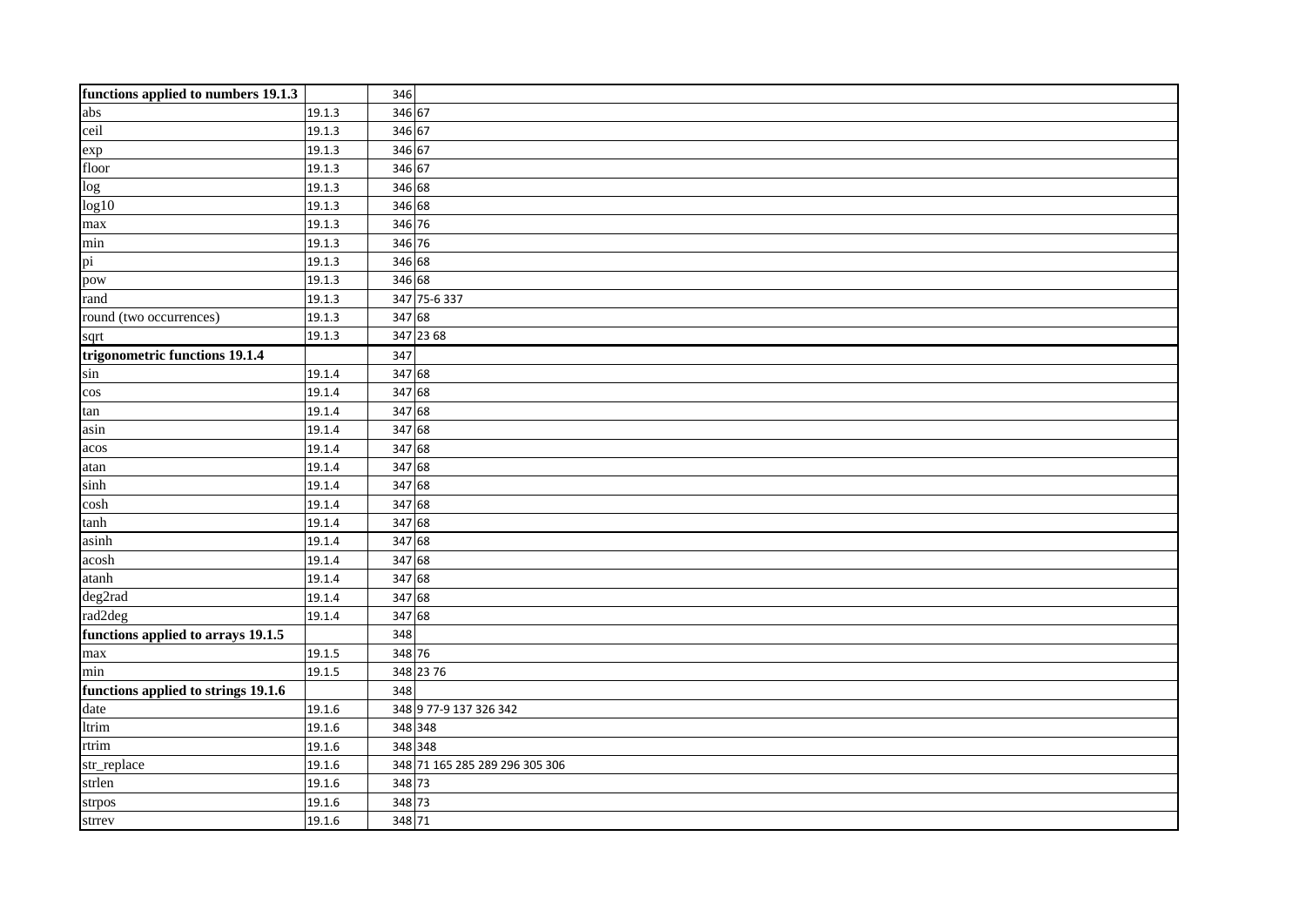| **functions applied to numbers 19.1.3** | | 346 | |
|---|---|---|---|
| abs | 19.1.3 | 346 | 67 |
| ceil | 19.1.3 | 346 | 67 |
| exp | 19.1.3 | 346 | 67 |
| floor | 19.1.3 | 346 | 67 |
| log | 19.1.3 | 346 | 68 |
| log10 | 19.1.3 | 346 | 68 |
| max | 19.1.3 | 346 | 76 |
| min | 19.1.3 | 346 | 76 |
| pi | 19.1.3 | 346 | 68 |
| pow | 19.1.3 | 346 | 68 |
| rand | 19.1.3 | 347 | 75-6 337 |
| round (two occurrences) | 19.1.3 | 347 | 68 |
| sqrt | 19.1.3 | 347 | 23 68 |
| **trigonometric functions 19.1.4** | | 347 | |
| sin | 19.1.4 | 347 | 68 |
| cos | 19.1.4 | 347 | 68 |
| tan | 19.1.4 | 347 | 68 |
| asin | 19.1.4 | 347 | 68 |
| acos | 19.1.4 | 347 | 68 |
| atan | 19.1.4 | 347 | 68 |
| sinh | 19.1.4 | 347 | 68 |
| cosh | 19.1.4 | 347 | 68 |
| tanh | 19.1.4 | 347 | 68 |
| asinh | 19.1.4 | 347 | 68 |
| acosh | 19.1.4 | 347 | 68 |
| atanh | 19.1.4 | 347 | 68 |
| deg2rad | 19.1.4 | 347 | 68 |
| rad2deg | 19.1.4 | 347 | 68 |
| **functions applied to arrays 19.1.5** | | 348 | |
| max | 19.1.5 | 348 | 76 |
| min | 19.1.5 | 348 | 23 76 |
| **functions applied to strings 19.1.6** | | 348 | |
| date | 19.1.6 | 348 | 9 77-9 137 326 342 |
| ltrim | 19.1.6 | 348 | 348 |
| rtrim | 19.1.6 | 348 | 348 |
| str_replace | 19.1.6 | 348 | 71 165 285 289 296 305 306 |
| strlen | 19.1.6 | 348 | 73 |
| strpos | 19.1.6 | 348 | 73 |
| strrev | 19.1.6 | 348 | 71 |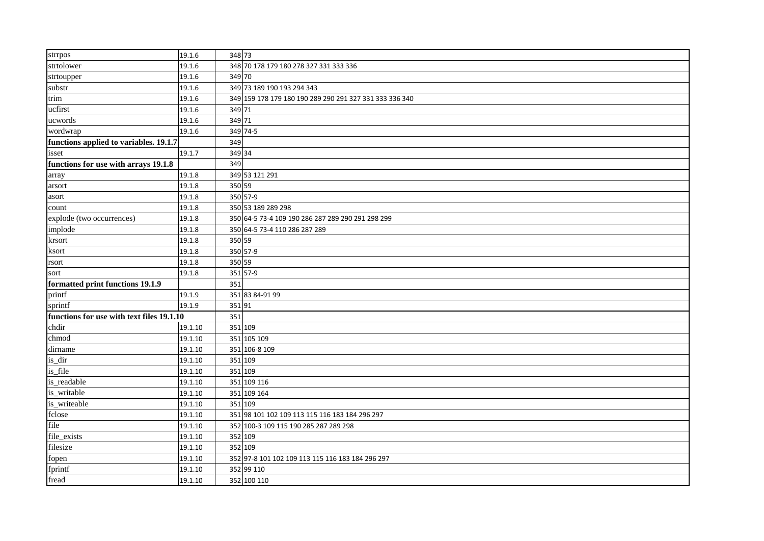| | | | |
|---|---|---|---|
| strrpos | 19.1.6 | 348 | 73 |
| strtolower | 19.1.6 | 348 | 70 178 179 180 278 327 331 333 336 |
| strtoupper | 19.1.6 | 349 | 70 |
| substr | 19.1.6 | 349 | 73 189 190 193 294 343 |
| trim | 19.1.6 | 349 | 159 178 179 180 190 289 290 291 327 331 333 336 340 |
| ucfirst | 19.1.6 | 349 | 71 |
| ucwords | 19.1.6 | 349 | 71 |
| wordwrap | 19.1.6 | 349 | 74-5 |
| **functions applied to variables. 19.1.7** | | 349 | |
| isset | 19.1.7 | 349 | 34 |
| **functions for use with arrays 19.1.8** | | 349 | |
| array | 19.1.8 | 349 | 53 121 291 |
| arsort | 19.1.8 | 350 | 59 |
| asort | 19.1.8 | 350 | 57-9 |
| count | 19.1.8 | 350 | 53 189 289 298 |
| explode (two occurrences) | 19.1.8 | 350 | 64-5 73-4 109 190 286 287 289 290 291 298 299 |
| implode | 19.1.8 | 350 | 64-5 73-4 110 286 287 289 |
| krsort | 19.1.8 | 350 | 59 |
| ksort | 19.1.8 | 350 | 57-9 |
| rsort | 19.1.8 | 350 | 59 |
| sort | 19.1.8 | 351 | 57-9 |
| **formatted print functions 19.1.9** | | 351 | |
| printf | 19.1.9 | 351 | 83 84-91 99 |
| sprintf | 19.1.9 | 351 | 91 |
| **functions for use with text files 19.1.10** | | 351 | |
| chdir | 19.1.10 | 351 | 109 |
| chmod | 19.1.10 | 351 | 105 109 |
| dirname | 19.1.10 | 351 | 106-8 109 |
| is_dir | 19.1.10 | 351 | 109 |
| is_file | 19.1.10 | 351 | 109 |
| is_readable | 19.1.10 | 351 | 109 116 |
| is_writable | 19.1.10 | 351 | 109 164 |
| is_writeable | 19.1.10 | 351 | 109 |
| fclose | 19.1.10 | 351 | 98 101 102 109 113 115 116 183 184 296 297 |
| file | 19.1.10 | 352 | 100-3 109 115 190 285 287 289 298 |
| file_exists | 19.1.10 | 352 | 109 |
| filesize | 19.1.10 | 352 | 109 |
| fopen | 19.1.10 | 352 | 97-8 101 102 109 113 115 116 183 184 296 297 |
| fprintf | 19.1.10 | 352 | 99 110 |
| fread | 19.1.10 | 352 | 100 110 |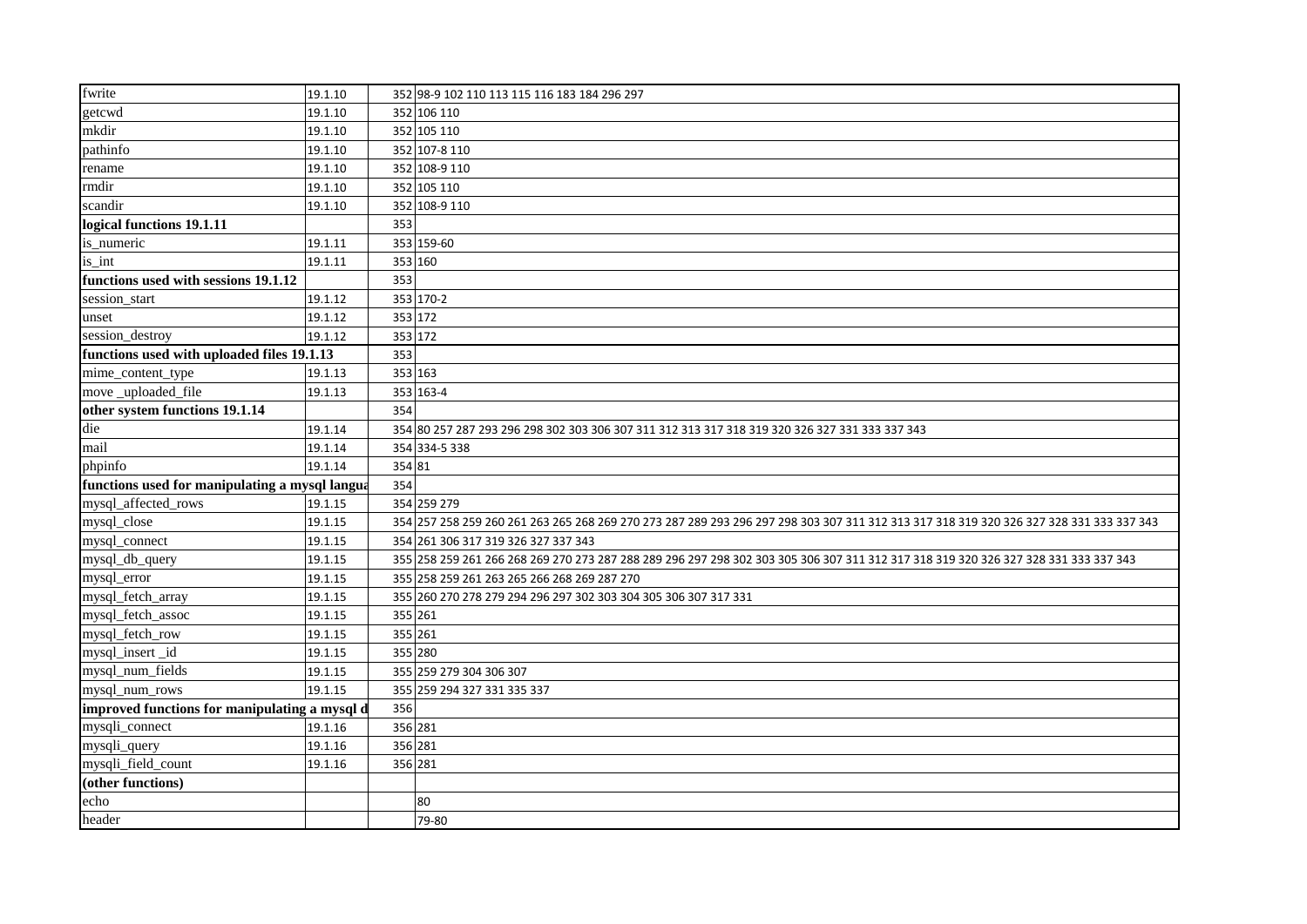| | | | |
|---|---|---|---|
| fwrite | 19.1.10 | 352 | 98-9 102 110 113 115 116 183 184 296 297 |
| getcwd | 19.1.10 | 352 | 106 110 |
| mkdir | 19.1.10 | 352 | 105 110 |
| pathinfo | 19.1.10 | 352 | 107-8 110 |
| rename | 19.1.10 | 352 | 108-9 110 |
| rmdir | 19.1.10 | 352 | 105 110 |
| scandir | 19.1.10 | 352 | 108-9 110 |
| **logical functions 19.1.11** | | 353 | |
| is_numeric | 19.1.11 | 353 | 159-60 |
| is_int | 19.1.11 | 353 | 160 |
| **functions used with sessions 19.1.12** | | 353 | |
| session_start | 19.1.12 | 353 | 170-2 |
| unset | 19.1.12 | 353 | 172 |
| session_destroy | 19.1.12 | 353 | 172 |
| **functions used with uploaded files 19.1.13** | | 353 | |
| mime_content_type | 19.1.13 | 353 | 163 |
| move _uploaded_file | 19.1.13 | 353 | 163-4 |
| **other system functions 19.1.14** | | 354 | |
| die | 19.1.14 | 354 | 80 257 287 293 296 298 302 303 306 307 311 312 313 317 318 319 320 326 327 331 333 337 343 |
| mail | 19.1.14 | 354 | 334-5 338 |
| phpinfo | 19.1.14 | 354 | 81 |
| **functions used for manipulating a mysql langua** | | 354 | |
| mysql_affected_rows | 19.1.15 | 354 | 259 279 |
| mysql_close | 19.1.15 | 354 | 257 258 259 260 261 263 265 268 269 270 273 287 289 293 296 297 298 303 307 311 312 313 317 318 319 320 326 327 328 331 333 337 343 |
| mysql_connect | 19.1.15 | 354 | 261 306 317 319 326 327 337 343 |
| mysql_db_query | 19.1.15 | 355 | 258 259 261 266 268 269 270 273 287 288 289 296 297 298 302 303 305 306 307 311 312 317 318 319 320 326 327 328 331 333 337 343 |
| mysql_error | 19.1.15 | 355 | 258 259 261 263 265 266 268 269 287 270 |
| mysql_fetch_array | 19.1.15 | 355 | 260 270 278 279 294 296 297 302 303 304 305 306 307 317 331 |
| mysql_fetch_assoc | 19.1.15 | 355 | 261 |
| mysql_fetch_row | 19.1.15 | 355 | 261 |
| mysql_insert _id | 19.1.15 | 355 | 280 |
| mysql_num_fields | 19.1.15 | 355 | 259 279 304 306 307 |
| mysql_num_rows | 19.1.15 | 355 | 259 294 327 331 335 337 |
| **improved functions for manipulating a mysql d** | | 356 | |
| mysqli_connect | 19.1.16 | 356 | 281 |
| mysqli_query | 19.1.16 | 356 | 281 |
| mysqli_field_count | 19.1.16 | 356 | 281 |
| **(other functions)** | | | |
| echo | | | 80 |
| header | | | 79-80 |